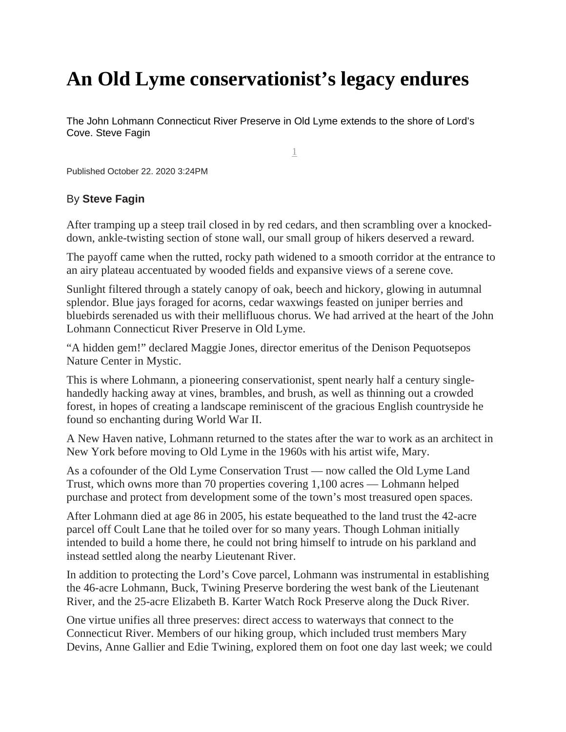# An Old Lyme conservationist's legacy endures

The John Lohmann Connecticut River Preserve in Old Lyme extends to the shore of Lord's Cove. Steve Fagin

1

Published October 22. 2020 3:24PM

By **Steve Fagin**

After tramping up a steep trail closed in by red cedars, and then scrambling over a knocked-down, ankle-twisting section of stone wall, our small group of hikers deserved a reward.

The payoff came when the rutted, rocky path widened to a smooth corridor at the entrance to an airy plateau accentuated by wooded fields and expansive views of a serene cove.

Sunlight filtered through a stately canopy of oak, beech and hickory, glowing in autumnal splendor. Blue jays foraged for acorns, cedar waxwings feasted on juniper berries and bluebirds serenaded us with their mellifluous chorus. We had arrived at the heart of the John Lohmann Connecticut River Preserve in Old Lyme.

"A hidden gem!" declared Maggie Jones, director emeritus of the Denison Pequotsepos Nature Center in Mystic.

This is where Lohmann, a pioneering conservationist, spent nearly half a century single-handedly hacking away at vines, brambles, and brush, as well as thinning out a crowded forest, in hopes of creating a landscape reminiscent of the gracious English countryside he found so enchanting during World War II.

A New Haven native, Lohmann returned to the states after the war to work as an architect in New York before moving to Old Lyme in the 1960s with his artist wife, Mary.

As a cofounder of the Old Lyme Conservation Trust — now called the Old Lyme Land Trust, which owns more than 70 properties covering 1,100 acres — Lohmann helped purchase and protect from development some of the town's most treasured open spaces.

After Lohmann died at age 86 in 2005, his estate bequeathed to the land trust the 42-acre parcel off Coult Lane that he toiled over for so many years. Though Lohman initially intended to build a home there, he could not bring himself to intrude on his parkland and instead settled along the nearby Lieutenant River.

In addition to protecting the Lord's Cove parcel, Lohmann was instrumental in establishing the 46-acre Lohmann, Buck, Twining Preserve bordering the west bank of the Lieutenant River, and the 25-acre Elizabeth B. Karter Watch Rock Preserve along the Duck River.

One virtue unifies all three preserves: direct access to waterways that connect to the Connecticut River. Members of our hiking group, which included trust members Mary Devins, Anne Gallier and Edie Twining, explored them on foot one day last week; we could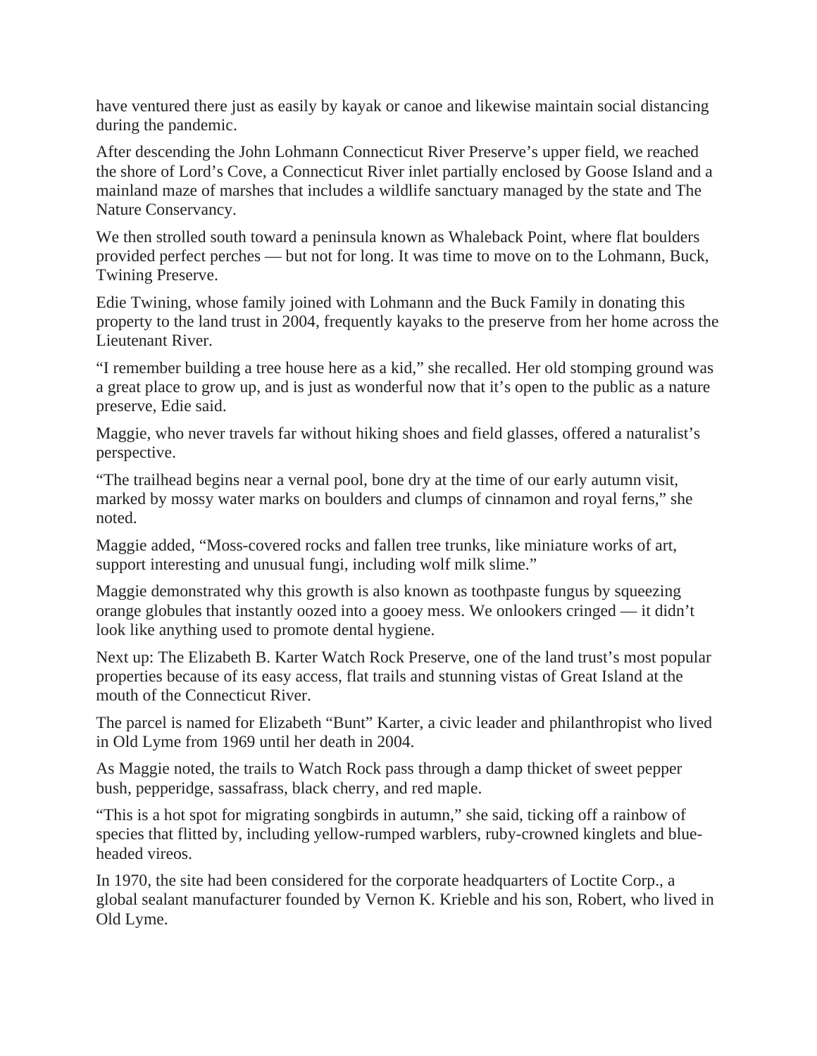have ventured there just as easily by kayak or canoe and likewise maintain social distancing during the pandemic.

After descending the John Lohmann Connecticut River Preserve's upper field, we reached the shore of Lord's Cove, a Connecticut River inlet partially enclosed by Goose Island and a mainland maze of marshes that includes a wildlife sanctuary managed by the state and The Nature Conservancy.

We then strolled south toward a peninsula known as Whaleback Point, where flat boulders provided perfect perches — but not for long. It was time to move on to the Lohmann, Buck, Twining Preserve.

Edie Twining, whose family joined with Lohmann and the Buck Family in donating this property to the land trust in 2004, frequently kayaks to the preserve from her home across the Lieutenant River.

"I remember building a tree house here as a kid," she recalled. Her old stomping ground was a great place to grow up, and is just as wonderful now that it's open to the public as a nature preserve, Edie said.

Maggie, who never travels far without hiking shoes and field glasses, offered a naturalist's perspective.

"The trailhead begins near a vernal pool, bone dry at the time of our early autumn visit, marked by mossy water marks on boulders and clumps of cinnamon and royal ferns," she noted.

Maggie added, "Moss-covered rocks and fallen tree trunks, like miniature works of art, support interesting and unusual fungi, including wolf milk slime."

Maggie demonstrated why this growth is also known as toothpaste fungus by squeezing orange globules that instantly oozed into a gooey mess. We onlookers cringed — it didn't look like anything used to promote dental hygiene.

Next up: The Elizabeth B. Karter Watch Rock Preserve, one of the land trust's most popular properties because of its easy access, flat trails and stunning vistas of Great Island at the mouth of the Connecticut River.

The parcel is named for Elizabeth "Bunt" Karter, a civic leader and philanthropist who lived in Old Lyme from 1969 until her death in 2004.

As Maggie noted, the trails to Watch Rock pass through a damp thicket of sweet pepper bush, pepperidge, sassafrass, black cherry, and red maple.

"This is a hot spot for migrating songbirds in autumn," she said, ticking off a rainbow of species that flitted by, including yellow-rumped warblers, ruby-crowned kinglets and blue-headed vireos.

In 1970, the site had been considered for the corporate headquarters of Loctite Corp., a global sealant manufacturer founded by Vernon K. Krieble and his son, Robert, who lived in Old Lyme.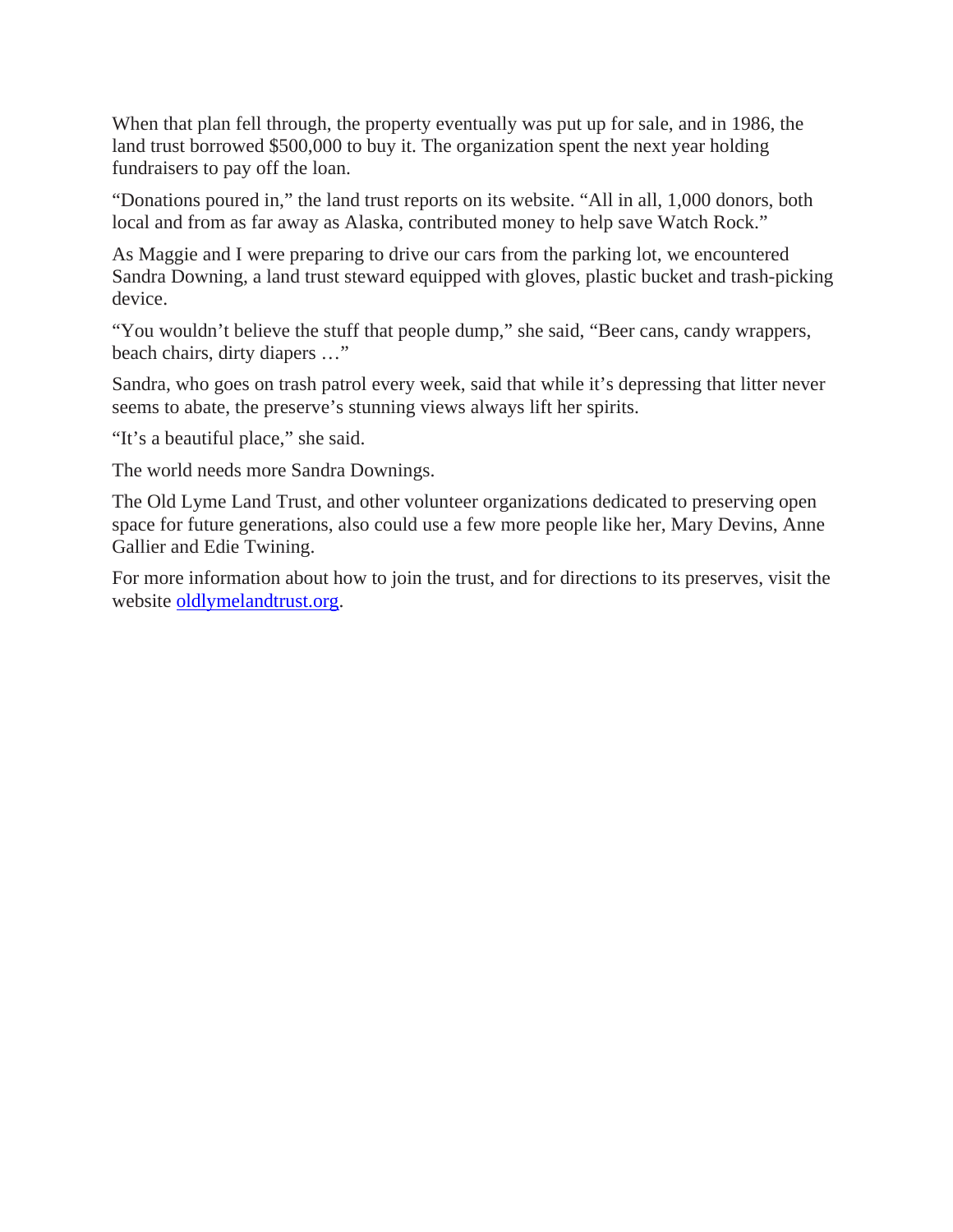When that plan fell through, the property eventually was put up for sale, and in 1986, the land trust borrowed $500,000 to buy it. The organization spent the next year holding fundraisers to pay off the loan.

"Donations poured in," the land trust reports on its website. "All in all, 1,000 donors, both local and from as far away as Alaska, contributed money to help save Watch Rock."

As Maggie and I were preparing to drive our cars from the parking lot, we encountered Sandra Downing, a land trust steward equipped with gloves, plastic bucket and trash-picking device.

"You wouldn't believe the stuff that people dump," she said, "Beer cans, candy wrappers, beach chairs, dirty diapers …"

Sandra, who goes on trash patrol every week, said that while it's depressing that litter never seems to abate, the preserve's stunning views always lift her spirits.

"It's a beautiful place," she said.

The world needs more Sandra Downings.

The Old Lyme Land Trust, and other volunteer organizations dedicated to preserving open space for future generations, also could use a few more people like her, Mary Devins, Anne Gallier and Edie Twining.

For more information about how to join the trust, and for directions to its preserves, visit the website [oldlymelandtrust.org](oldlymelandtrust.org).